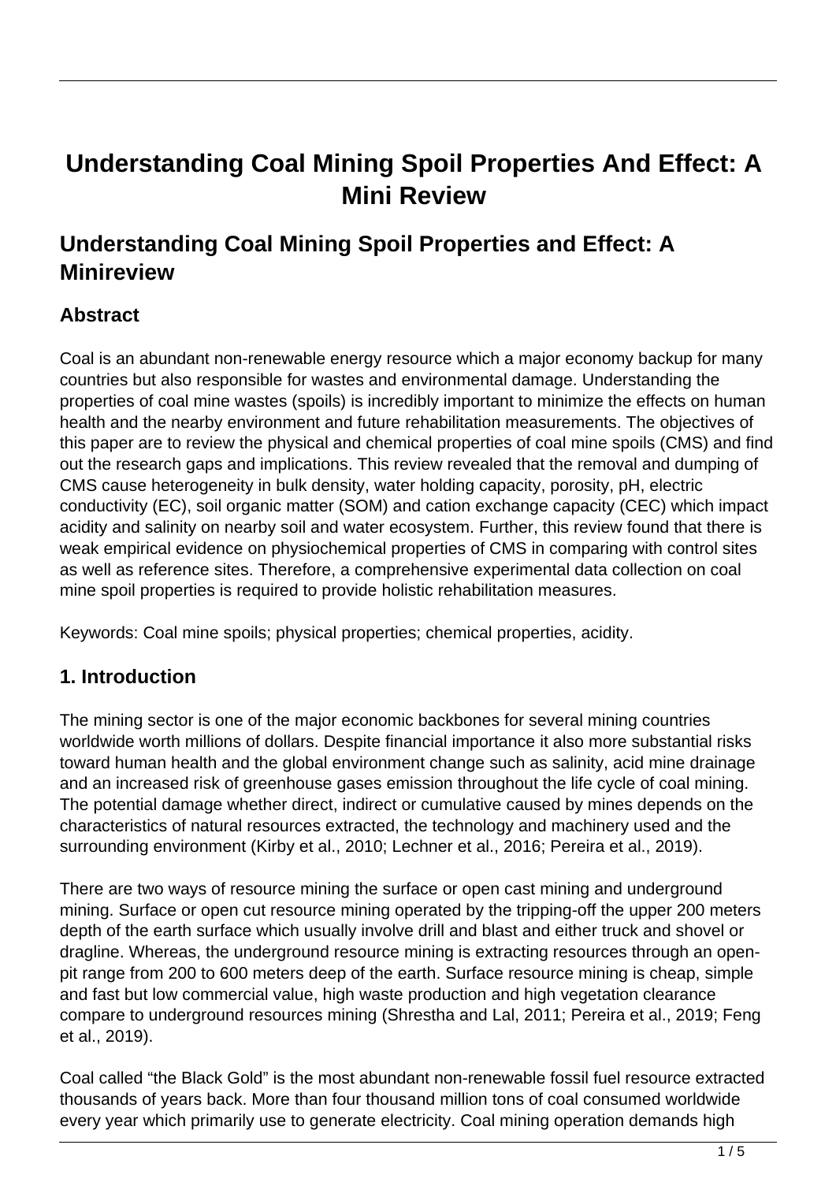# Understanding Coal Mining Spoil Properties And Effect: A Mini Review

## Understanding Coal Mining Spoil Properties and Effect: A Minireview

### Abstract

Coal is an abundant non-renewable energy resource which a major economy backup for many countries but also responsible for wastes and environmental damage. Understanding the properties of coal mine wastes (spoils) is incredibly important to minimize the effects on human health and the nearby environment and future rehabilitation measurements. The objectives of this paper are to review the physical and chemical properties of coal mine spoils (CMS) and find out the research gaps and implications. This review revealed that the removal and dumping of CMS cause heterogeneity in bulk density, water holding capacity, porosity, pH, electric conductivity (EC), soil organic matter (SOM) and cation exchange capacity (CEC) which impact acidity and salinity on nearby soil and water ecosystem. Further, this review found that there is weak empirical evidence on physiochemical properties of CMS in comparing with control sites as well as reference sites. Therefore, a comprehensive experimental data collection on coal mine spoil properties is required to provide holistic rehabilitation measures.

Keywords: Coal mine spoils; physical properties; chemical properties, acidity.

### 1. Introduction

The mining sector is one of the major economic backbones for several mining countries worldwide worth millions of dollars. Despite financial importance it also more substantial risks toward human health and the global environment change such as salinity, acid mine drainage and an increased risk of greenhouse gases emission throughout the life cycle of coal mining. The potential damage whether direct, indirect or cumulative caused by mines depends on the characteristics of natural resources extracted, the technology and machinery used and the surrounding environment (Kirby et al., 2010; Lechner et al., 2016; Pereira et al., 2019).

There are two ways of resource mining the surface or open cast mining and underground mining. Surface or open cut resource mining operated by the tripping-off the upper 200 meters depth of the earth surface which usually involve drill and blast and either truck and shovel or dragline. Whereas, the underground resource mining is extracting resources through an open-pit range from 200 to 600 meters deep of the earth. Surface resource mining is cheap, simple and fast but low commercial value, high waste production and high vegetation clearance compare to underground resources mining (Shrestha and Lal, 2011; Pereira et al., 2019; Feng et al., 2019).

Coal called "the Black Gold" is the most abundant non-renewable fossil fuel resource extracted thousands of years back. More than four thousand million tons of coal consumed worldwide every year which primarily use to generate electricity. Coal mining operation demands high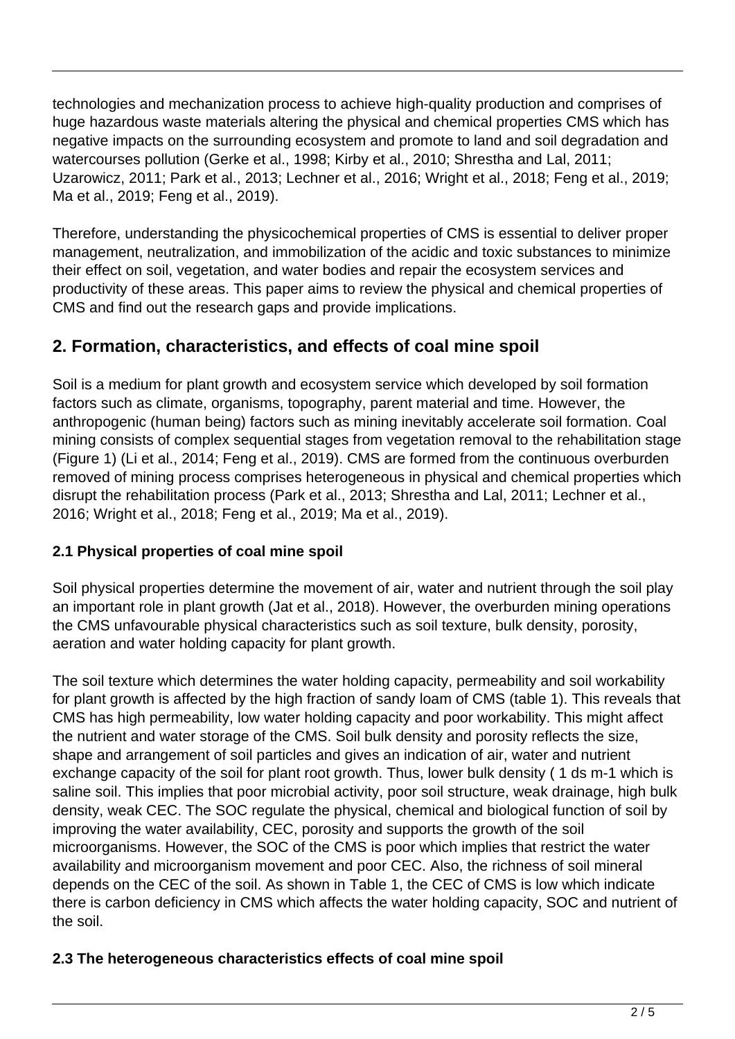technologies and mechanization process to achieve high-quality production and comprises of huge hazardous waste materials altering the physical and chemical properties CMS which has negative impacts on the surrounding ecosystem and promote to land and soil degradation and watercourses pollution (Gerke et al., 1998; Kirby et al., 2010; Shrestha and Lal, 2011; Uzarowicz, 2011; Park et al., 2013; Lechner et al., 2016; Wright et al., 2018; Feng et al., 2019; Ma et al., 2019; Feng et al., 2019).

Therefore, understanding the physicochemical properties of CMS is essential to deliver proper management, neutralization, and immobilization of the acidic and toxic substances to minimize their effect on soil, vegetation, and water bodies and repair the ecosystem services and productivity of these areas. This paper aims to review the physical and chemical properties of CMS and find out the research gaps and provide implications.

## 2. Formation, characteristics, and effects of coal mine spoil

Soil is a medium for plant growth and ecosystem service which developed by soil formation factors such as climate, organisms, topography, parent material and time. However, the anthropogenic (human being) factors such as mining inevitably accelerate soil formation. Coal mining consists of complex sequential stages from vegetation removal to the rehabilitation stage (Figure 1) (Li et al., 2014; Feng et al., 2019). CMS are formed from the continuous overburden removed of mining process comprises heterogeneous in physical and chemical properties which disrupt the rehabilitation process (Park et al., 2013; Shrestha and Lal, 2011; Lechner et al., 2016; Wright et al., 2018; Feng et al., 2019; Ma et al., 2019).

### 2.1 Physical properties of coal mine spoil

Soil physical properties determine the movement of air, water and nutrient through the soil play an important role in plant growth (Jat et al., 2018). However, the overburden mining operations the CMS unfavourable physical characteristics such as soil texture, bulk density, porosity, aeration and water holding capacity for plant growth.

The soil texture which determines the water holding capacity, permeability and soil workability for plant growth is affected by the high fraction of sandy loam of CMS (table 1). This reveals that CMS has high permeability, low water holding capacity and poor workability. This might affect the nutrient and water storage of the CMS. Soil bulk density and porosity reflects the size, shape and arrangement of soil particles and gives an indication of air, water and nutrient exchange capacity of the soil for plant root growth. Thus, lower bulk density ( 1 ds m-1 which is saline soil. This implies that poor microbial activity, poor soil structure, weak drainage, high bulk density, weak CEC. The SOC regulate the physical, chemical and biological function of soil by improving the water availability, CEC, porosity and supports the growth of the soil microorganisms. However, the SOC of the CMS is poor which implies that restrict the water availability and microorganism movement and poor CEC. Also, the richness of soil mineral depends on the CEC of the soil. As shown in Table 1, the CEC of CMS is low which indicate there is carbon deficiency in CMS which affects the water holding capacity, SOC and nutrient of the soil.

### 2.3 The heterogeneous characteristics effects of coal mine spoil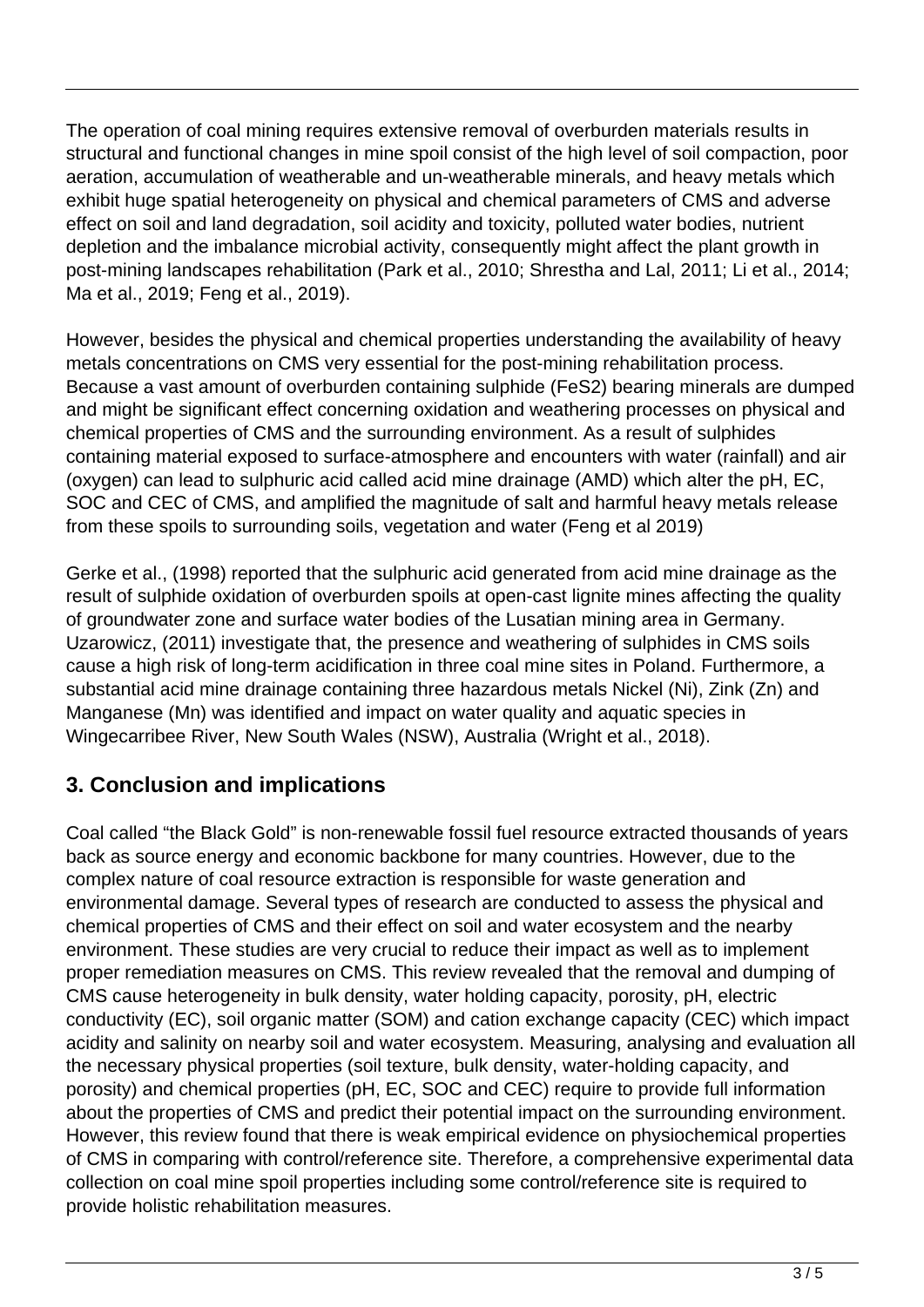The operation of coal mining requires extensive removal of overburden materials results in structural and functional changes in mine spoil consist of the high level of soil compaction, poor aeration, accumulation of weatherable and un-weatherable minerals, and heavy metals which exhibit huge spatial heterogeneity on physical and chemical parameters of CMS and adverse effect on soil and land degradation, soil acidity and toxicity, polluted water bodies, nutrient depletion and the imbalance microbial activity, consequently might affect the plant growth in post-mining landscapes rehabilitation (Park et al., 2010; Shrestha and Lal, 2011; Li et al., 2014; Ma et al., 2019; Feng et al., 2019).

However, besides the physical and chemical properties understanding the availability of heavy metals concentrations on CMS very essential for the post-mining rehabilitation process. Because a vast amount of overburden containing sulphide ($FeS_2$) bearing minerals are dumped and might be significant effect concerning oxidation and weathering processes on physical and chemical properties of CMS and the surrounding environment. As a result of sulphides containing material exposed to surface-atmosphere and encounters with water (rainfall) and air (oxygen) can lead to sulphuric acid called acid mine drainage (AMD) which alter the pH, EC, SOC and CEC of CMS, and amplified the magnitude of salt and harmful heavy metals release from these spoils to surrounding soils, vegetation and water (Feng et al 2019)

Gerke et al., (1998) reported that the sulphuric acid generated from acid mine drainage as the result of sulphide oxidation of overburden spoils at open-cast lignite mines affecting the quality of groundwater zone and surface water bodies of the Lusatian mining area in Germany. Uzarowicz, (2011) investigate that, the presence and weathering of sulphides in CMS soils cause a high risk of long-term acidification in three coal mine sites in Poland. Furthermore, a substantial acid mine drainage containing three hazardous metals Nickel (Ni), Zink (Zn) and Manganese (Mn) was identified and impact on water quality and aquatic species in Wingecarribee River, New South Wales (NSW), Australia (Wright et al., 2018).

## 3. Conclusion and implications

Coal called "the Black Gold" is non-renewable fossil fuel resource extracted thousands of years back as source energy and economic backbone for many countries. However, due to the complex nature of coal resource extraction is responsible for waste generation and environmental damage. Several types of research are conducted to assess the physical and chemical properties of CMS and their effect on soil and water ecosystem and the nearby environment. These studies are very crucial to reduce their impact as well as to implement proper remediation measures on CMS. This review revealed that the removal and dumping of CMS cause heterogeneity in bulk density, water holding capacity, porosity, pH, electric conductivity (EC), soil organic matter (SOM) and cation exchange capacity (CEC) which impact acidity and salinity on nearby soil and water ecosystem. Measuring, analysing and evaluation all the necessary physical properties (soil texture, bulk density, water-holding capacity, and porosity) and chemical properties (pH, EC, SOC and CEC) require to provide full information about the properties of CMS and predict their potential impact on the surrounding environment. However, this review found that there is weak empirical evidence on physiochemical properties of CMS in comparing with control/reference site. Therefore, a comprehensive experimental data collection on coal mine spoil properties including some control/reference site is required to provide holistic rehabilitation measures.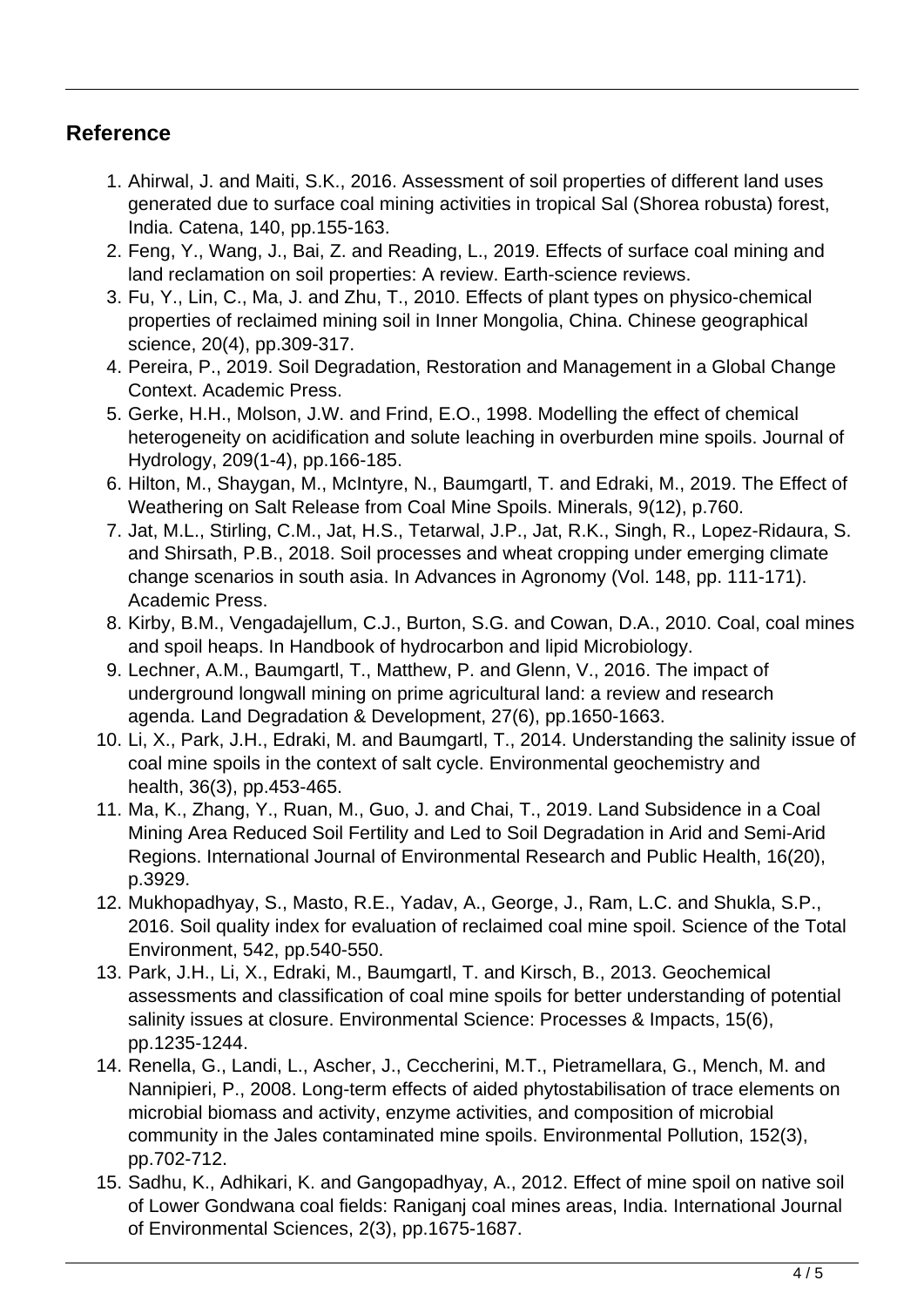## Reference

1. Ahirwal, J. and Maiti, S.K., 2016. Assessment of soil properties of different land uses generated due to surface coal mining activities in tropical Sal (Shorea robusta) forest, India. Catena, 140, pp.155-163.
2. Feng, Y., Wang, J., Bai, Z. and Reading, L., 2019. Effects of surface coal mining and land reclamation on soil properties: A review. Earth-science reviews.
3. Fu, Y., Lin, C., Ma, J. and Zhu, T., 2010. Effects of plant types on physico-chemical properties of reclaimed mining soil in Inner Mongolia, China. Chinese geographical science, 20(4), pp.309-317.
4. Pereira, P., 2019. Soil Degradation, Restoration and Management in a Global Change Context. Academic Press.
5. Gerke, H.H., Molson, J.W. and Frind, E.O., 1998. Modelling the effect of chemical heterogeneity on acidification and solute leaching in overburden mine spoils. Journal of Hydrology, 209(1-4), pp.166-185.
6. Hilton, M., Shaygan, M., McIntyre, N., Baumgartl, T. and Edraki, M., 2019. The Effect of Weathering on Salt Release from Coal Mine Spoils. Minerals, 9(12), p.760.
7. Jat, M.L., Stirling, C.M., Jat, H.S., Tetarwal, J.P., Jat, R.K., Singh, R., Lopez-Ridaura, S. and Shirsath, P.B., 2018. Soil processes and wheat cropping under emerging climate change scenarios in south asia. In Advances in Agronomy (Vol. 148, pp. 111-171). Academic Press.
8. Kirby, B.M., Vengadajellum, C.J., Burton, S.G. and Cowan, D.A., 2010. Coal, coal mines and spoil heaps. In Handbook of hydrocarbon and lipid Microbiology.
9. Lechner, A.M., Baumgartl, T., Matthew, P. and Glenn, V., 2016. The impact of underground longwall mining on prime agricultural land: a review and research agenda. Land Degradation & Development, 27(6), pp.1650-1663.
10. Li, X., Park, J.H., Edraki, M. and Baumgartl, T., 2014. Understanding the salinity issue of coal mine spoils in the context of salt cycle. Environmental geochemistry and health, 36(3), pp.453-465.
11. Ma, K., Zhang, Y., Ruan, M., Guo, J. and Chai, T., 2019. Land Subsidence in a Coal Mining Area Reduced Soil Fertility and Led to Soil Degradation in Arid and Semi-Arid Regions. International Journal of Environmental Research and Public Health, 16(20), p.3929.
12. Mukhopadhyay, S., Masto, R.E., Yadav, A., George, J., Ram, L.C. and Shukla, S.P., 2016. Soil quality index for evaluation of reclaimed coal mine spoil. Science of the Total Environment, 542, pp.540-550.
13. Park, J.H., Li, X., Edraki, M., Baumgartl, T. and Kirsch, B., 2013. Geochemical assessments and classification of coal mine spoils for better understanding of potential salinity issues at closure. Environmental Science: Processes & Impacts, 15(6), pp.1235-1244.
14. Renella, G., Landi, L., Ascher, J., Ceccherini, M.T., Pietramellara, G., Mench, M. and Nannipieri, P., 2008. Long-term effects of aided phytostabilisation of trace elements on microbial biomass and activity, enzyme activities, and composition of microbial community in the Jales contaminated mine spoils. Environmental Pollution, 152(3), pp.702-712.
15. Sadhu, K., Adhikari, K. and Gangopadhyay, A., 2012. Effect of mine spoil on native soil of Lower Gondwana coal fields: Raniganj coal mines areas, India. International Journal of Environmental Sciences, 2(3), pp.1675-1687.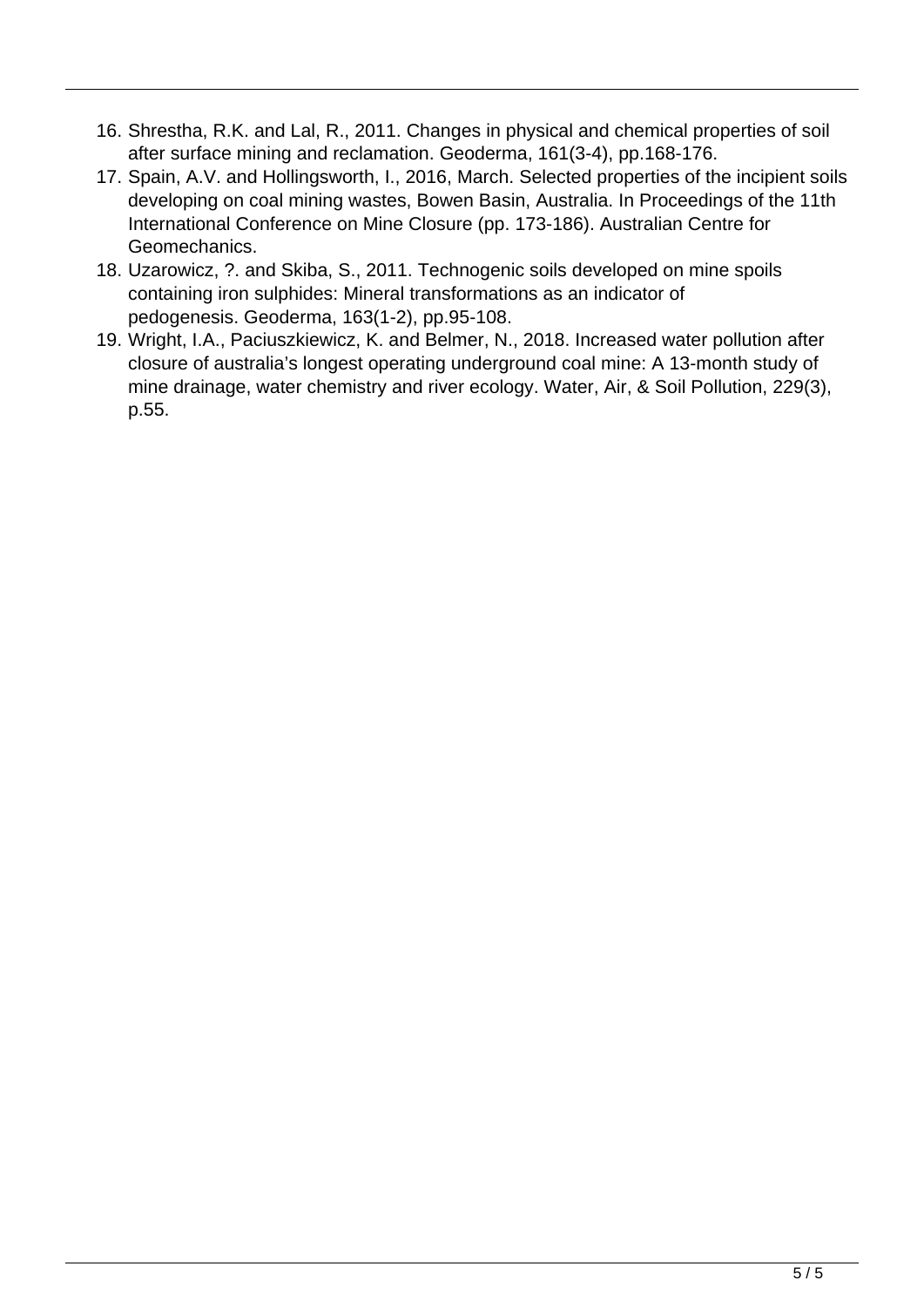16. Shrestha, R.K. and Lal, R., 2011. Changes in physical and chemical properties of soil after surface mining and reclamation. Geoderma, 161(3-4), pp.168-176.
17. Spain, A.V. and Hollingsworth, I., 2016, March. Selected properties of the incipient soils developing on coal mining wastes, Bowen Basin, Australia. In Proceedings of the 11th International Conference on Mine Closure (pp. 173-186). Australian Centre for Geomechanics.
18. Uzarowicz, ?. and Skiba, S., 2011. Technogenic soils developed on mine spoils containing iron sulphides: Mineral transformations as an indicator of pedogenesis. Geoderma, 163(1-2), pp.95-108.
19. Wright, I.A., Paciuszkiewicz, K. and Belmer, N., 2018. Increased water pollution after closure of australia's longest operating underground coal mine: A 13-month study of mine drainage, water chemistry and river ecology. Water, Air, & Soil Pollution, 229(3), p.55.